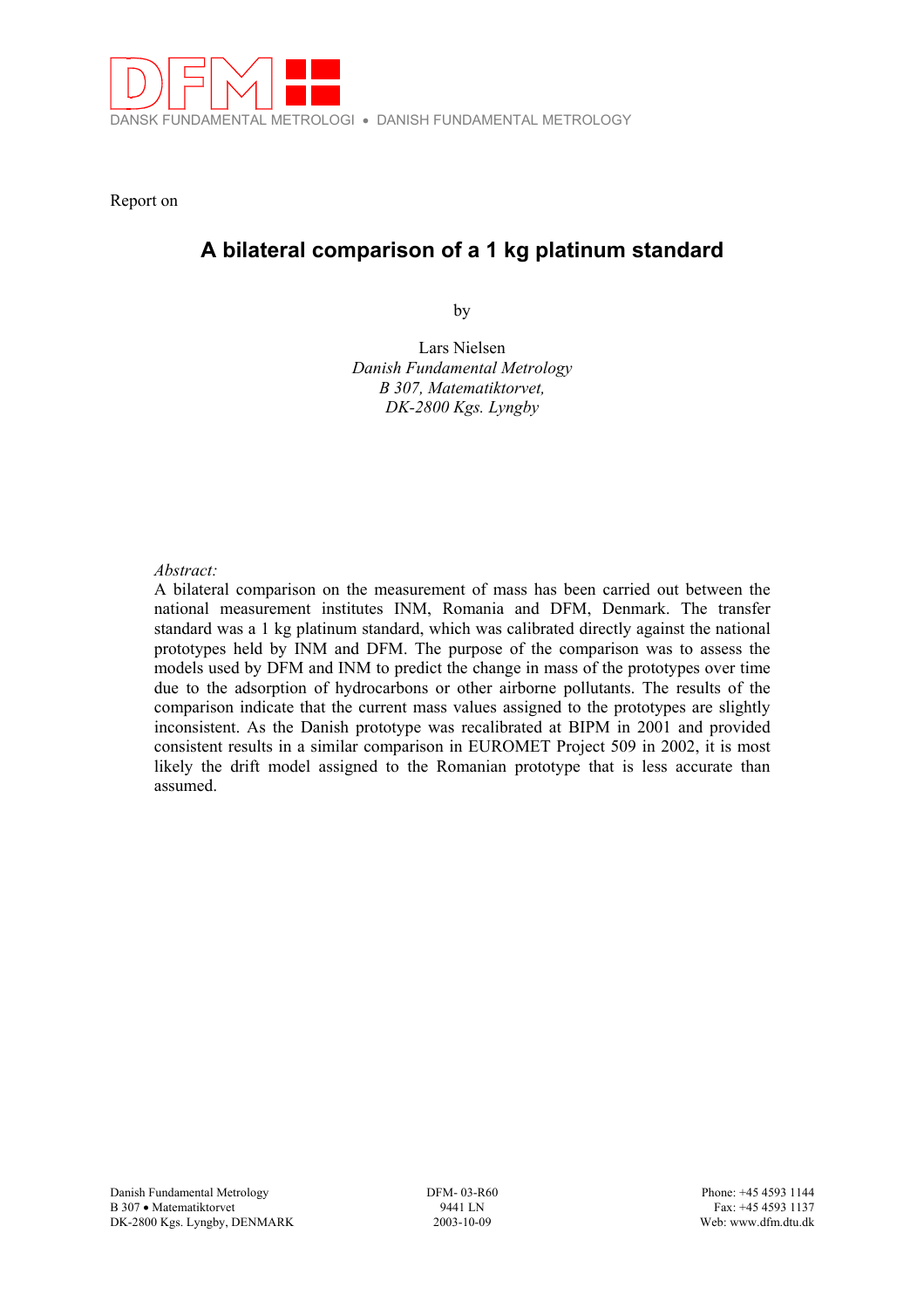DANSK FUNDAMENTAL METROLOGI • DANISH FUNDAMENTAL METROLOGY

Report on

# A bilateral comparison of a 1 kg platinum standard

by

Lars Nielsen
*Danish Fundamental Metrology*
*B 307, Matematiktorvet,*
*DK-2800 Kgs. Lyngby*

*Abstract:*
A bilateral comparison on the measurement of mass has been carried out between the national measurement institutes INM, Romania and DFM, Denmark. The transfer standard was a 1 kg platinum standard, which was calibrated directly against the national prototypes held by INM and DFM. The purpose of the comparison was to assess the models used by DFM and INM to predict the change in mass of the prototypes over time due to the adsorption of hydrocarbons or other airborne pollutants. The results of the comparison indicate that the current mass values assigned to the prototypes are slightly inconsistent. As the Danish prototype was recalibrated at BIPM in 2001 and provided consistent results in a similar comparison in EUROMET Project 509 in 2002, it is most likely the drift model assigned to the Romanian prototype that is less accurate than assumed.

Danish Fundamental Metrology
B 307 • Matematiktorvet
DK-2800 Kgs. Lyngby, DENMARK

DFM- 03-R60
9441 LN
2003-10-09

Phone: +45 4593 1144
Fax: +45 4593 1137
Web: www.dfm.dtu.dk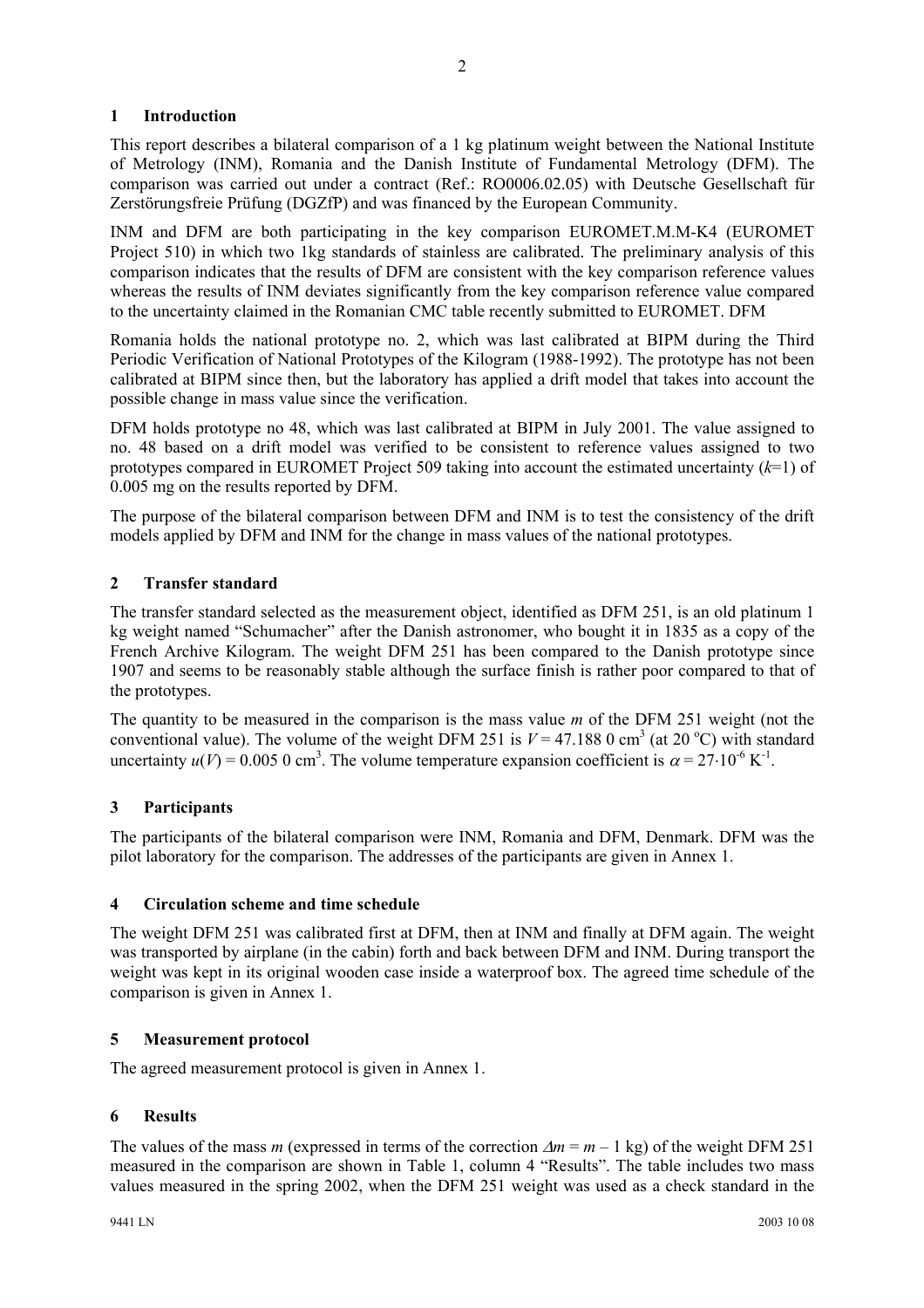## 1 Introduction

This report describes a bilateral comparison of a 1 kg platinum weight between the National Institute of Metrology (INM), Romania and the Danish Institute of Fundamental Metrology (DFM). The comparison was carried out under a contract (Ref.: RO0006.02.05) with Deutsche Gesellschaft für Zerstörungsfreie Prüfung (DGZfP) and was financed by the European Community.

INM and DFM are both participating in the key comparison EUROMET.M.M-K4 (EUROMET Project 510) in which two 1kg standards of stainless are calibrated. The preliminary analysis of this comparison indicates that the results of DFM are consistent with the key comparison reference values whereas the results of INM deviates significantly from the key comparison reference value compared to the uncertainty claimed in the Romanian CMC table recently submitted to EUROMET. DFM

Romania holds the national prototype no. 2, which was last calibrated at BIPM during the Third Periodic Verification of National Prototypes of the Kilogram (1988-1992). The prototype has not been calibrated at BIPM since then, but the laboratory has applied a drift model that takes into account the possible change in mass value since the verification.

DFM holds prototype no 48, which was last calibrated at BIPM in July 2001. The value assigned to no. 48 based on a drift model was verified to be consistent to reference values assigned to two prototypes compared in EUROMET Project 509 taking into account the estimated uncertainty ($k$=1) of 0.005 mg on the results reported by DFM.

The purpose of the bilateral comparison between DFM and INM is to test the consistency of the drift models applied by DFM and INM for the change in mass values of the national prototypes.

## 2 Transfer standard

The transfer standard selected as the measurement object, identified as DFM 251, is an old platinum 1 kg weight named "Schumacher" after the Danish astronomer, who bought it in 1835 as a copy of the French Archive Kilogram. The weight DFM 251 has been compared to the Danish prototype since 1907 and seems to be reasonably stable although the surface finish is rather poor compared to that of the prototypes.

The quantity to be measured in the comparison is the mass value $m$ of the DFM 251 weight (not the conventional value). The volume of the weight DFM 251 is $V = 47.188\,0\ \text{cm}^3$ (at 20 °C) with standard uncertainty $u(V) = 0.005\,0\ \text{cm}^3$. The volume temperature expansion coefficient is $\alpha = 27 \cdot 10^{-6}\ \text{K}^{-1}$.

## 3 Participants

The participants of the bilateral comparison were INM, Romania and DFM, Denmark. DFM was the pilot laboratory for the comparison. The addresses of the participants are given in Annex 1.

## 4 Circulation scheme and time schedule

The weight DFM 251 was calibrated first at DFM, then at INM and finally at DFM again. The weight was transported by airplane (in the cabin) forth and back between DFM and INM. During transport the weight was kept in its original wooden case inside a waterproof box. The agreed time schedule of the comparison is given in Annex 1.

## 5 Measurement protocol

The agreed measurement protocol is given in Annex 1.

## 6 Results

The values of the mass $m$ (expressed in terms of the correction $\Delta m = m - 1\ \text{kg}$) of the weight DFM 251 measured in the comparison are shown in Table 1, column 4 "Results". The table includes two mass values measured in the spring 2002, when the DFM 251 weight was used as a check standard in the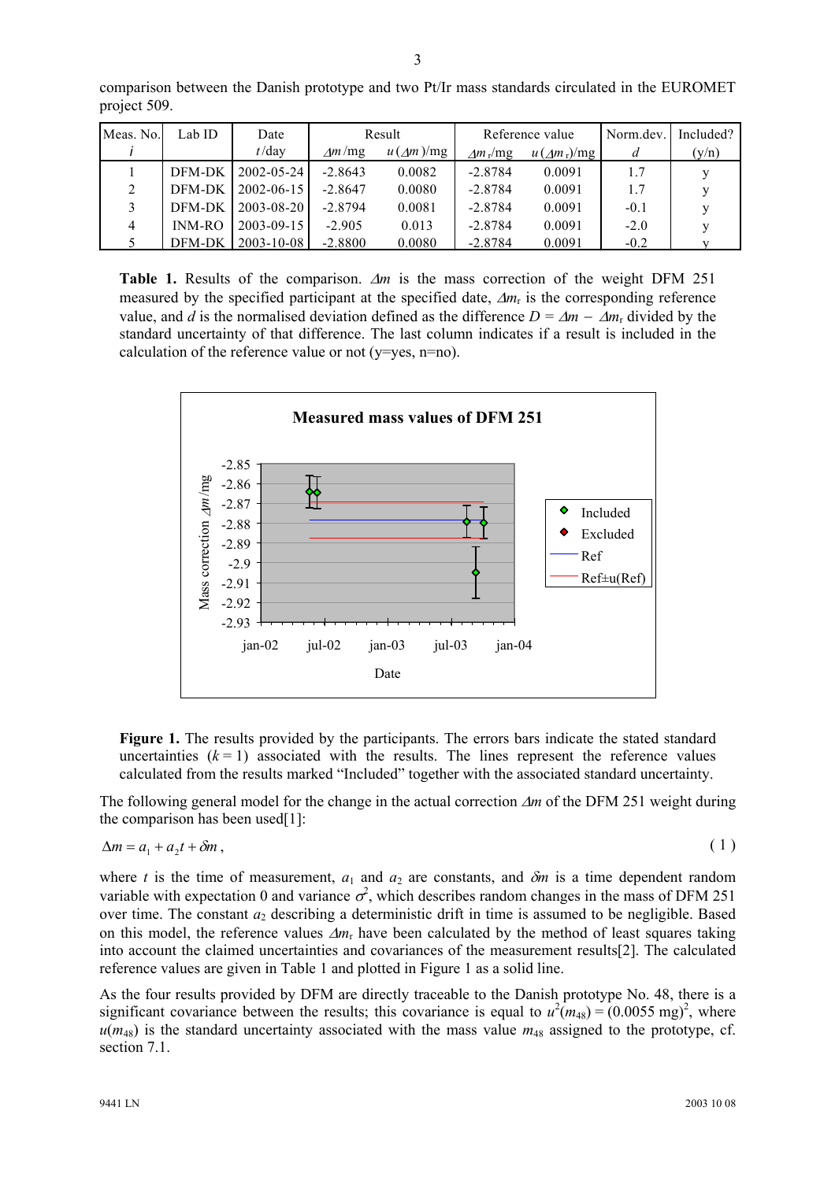comparison between the Danish prototype and two Pt/Ir mass standards circulated in the EUROMET project 509.

| Meas. No. | Lab ID | Date | Result | | Reference value | | Norm.dev. | Included? |
|---|---|---|---|---|---|---|---|---|
| $i$ | | $t$/day | $\Delta m$/mg | $u(\Delta m)$/mg | $\Delta m_r$/mg | $u(\Delta m_r)$/mg | $d$ | (y/n) |
| 1 | DFM-DK | 2002-05-24 | -2.8643 | 0.0082 | -2.8784 | 0.0091 | 1.7 | y |
| 2 | DFM-DK | 2002-06-15 | -2.8647 | 0.0080 | -2.8784 | 0.0091 | 1.7 | y |
| 3 | DFM-DK | 2003-08-20 | -2.8794 | 0.0081 | -2.8784 | 0.0091 | -0.1 | y |
| 4 | INM-RO | 2003-09-15 | -2.905 | 0.013 | -2.8784 | 0.0091 | -2.0 | y |
| 5 | DFM-DK | 2003-10-08 | -2.8800 | 0.0080 | -2.8784 | 0.0091 | -0.2 | y |

**Table 1.** Results of the comparison. $\Delta m$ is the mass correction of the weight DFM 251 measured by the specified participant at the specified date, $\Delta m_r$ is the corresponding reference value, and $d$ is the normalised deviation defined as the difference $D = \Delta m - \Delta m_r$ divided by the standard uncertainty of that difference. The last column indicates if a result is included in the calculation of the reference value or not (y=yes, n=no).

**Figure 1.** The results provided by the participants. The errors bars indicate the stated standard uncertainties ($k = 1$) associated with the results. The lines represent the reference values calculated from the results marked "Included" together with the associated standard uncertainty.

The following general model for the change in the actual correction $\Delta m$ of the DFM 251 weight during the comparison has been used[1]:

$$\Delta m = a_1 + a_2 t + \delta m, \tag{1}$$

where $t$ is the time of measurement, $a_1$ and $a_2$ are constants, and $\delta m$ is a time dependent random variable with expectation 0 and variance $\sigma^2$, which describes random changes in the mass of DFM 251 over time. The constant $a_2$ describing a deterministic drift in time is assumed to be negligible. Based on this model, the reference values $\Delta m_r$ have been calculated by the method of least squares taking into account the claimed uncertainties and covariances of the measurement results[2]. The calculated reference values are given in Table 1 and plotted in Figure 1 as a solid line.

As the four results provided by DFM are directly traceable to the Danish prototype No. 48, there is a significant covariance between the results; this covariance is equal to $u^2(m_{48}) = (0.0055 \text{ mg})^2$, where $u(m_{48})$ is the standard uncertainty associated with the mass value $m_{48}$ assigned to the prototype, cf. section 7.1.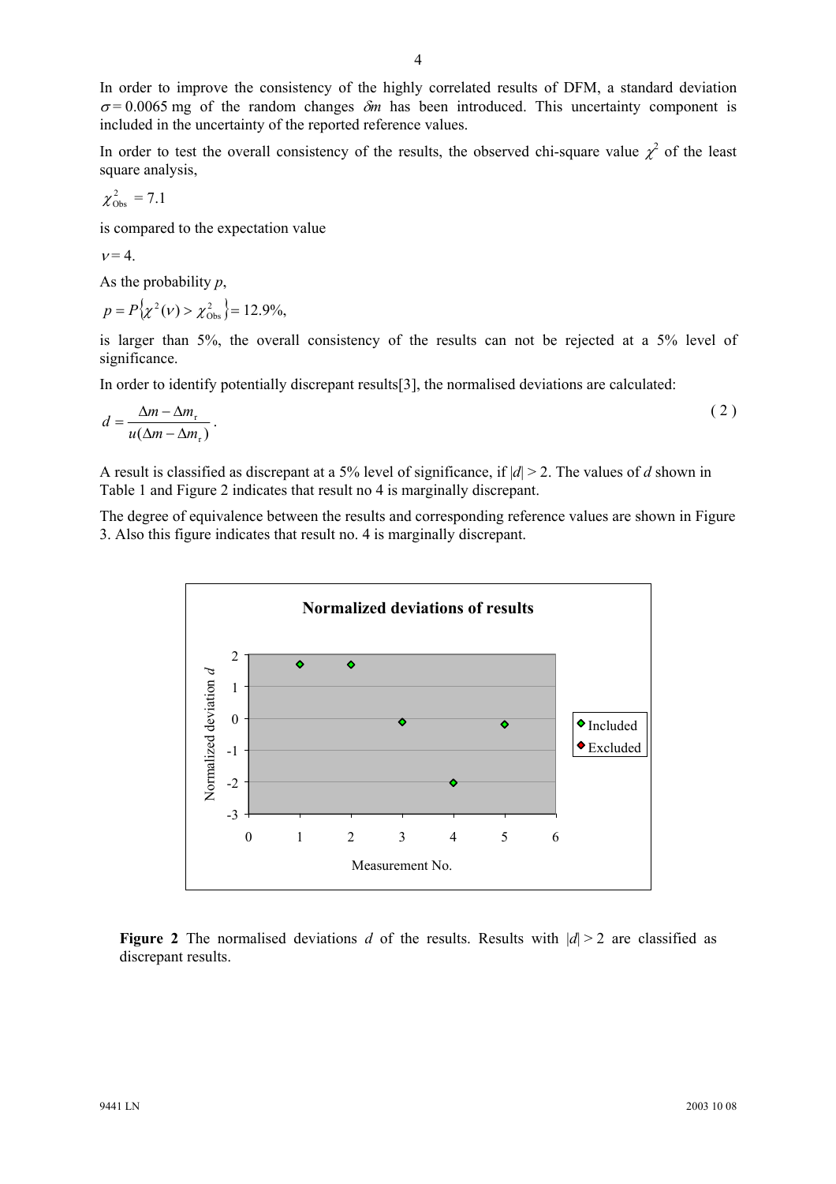In order to improve the consistency of the highly correlated results of DFM, a standard deviation $\sigma = 0.0065$ mg of the random changes $\delta m$ has been introduced. This uncertainty component is included in the uncertainty of the reported reference values.

In order to test the overall consistency of the results, the observed chi-square value $\chi^2$ of the least square analysis,

$$\chi^2_{\mathrm{Obs}} = 7.1$$

is compared to the expectation value

$$\nu = 4.$$

As the probability $p$,

$$p = P\{\chi^2(\nu) > \chi^2_{\mathrm{Obs}}\} = 12.9\%,$$

is larger than 5%, the overall consistency of the results can not be rejected at a 5% level of significance.

In order to identify potentially discrepant results[3], the normalised deviations are calculated:

$$d = \frac{\Delta m - \Delta m_{\mathrm{r}}}{u(\Delta m - \Delta m_{\mathrm{r}})}. \tag{2}$$

A result is classified as discrepant at a 5% level of significance, if $|d| > 2$. The values of $d$ shown in Table 1 and Figure 2 indicates that result no 4 is marginally discrepant.

The degree of equivalence between the results and corresponding reference values are shown in Figure 3. Also this figure indicates that result no. 4 is marginally discrepant.

**Figure 2** The normalised deviations $d$ of the results. Results with $|d| > 2$ are classified as discrepant results.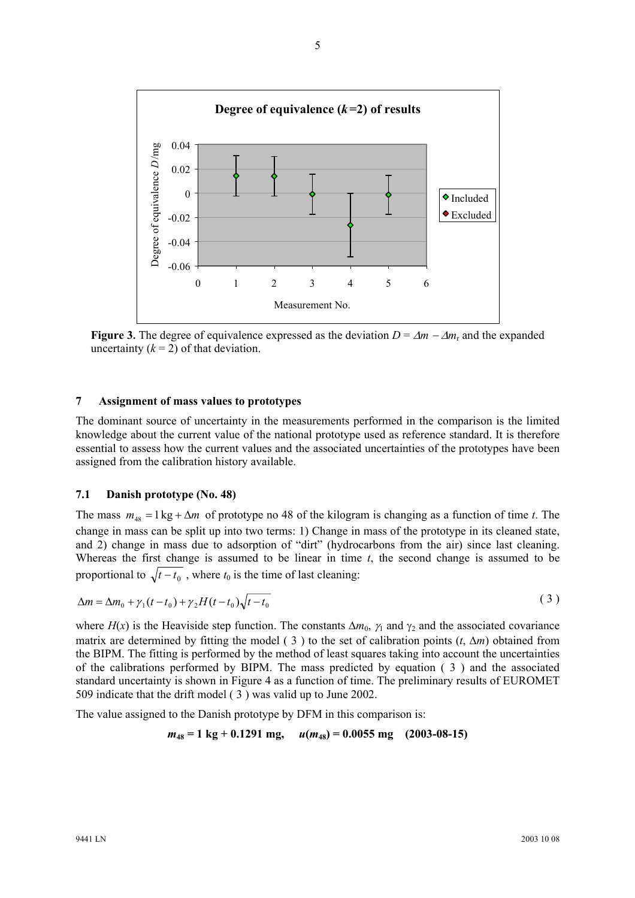**Figure 3.** The degree of equivalence expressed as the deviation $D = \Delta m - \Delta m_\mathrm{r}$ and the expanded uncertainty ($k = 2$) of that deviation.

## 7 Assignment of mass values to prototypes

The dominant source of uncertainty in the measurements performed in the comparison is the limited knowledge about the current value of the national prototype used as reference standard. It is therefore essential to assess how the current values and the associated uncertainties of the prototypes have been assigned from the calibration history available.

### 7.1 Danish prototype (No. 48)

The mass $m_{48} = 1\,\mathrm{kg} + \Delta m$ of prototype no 48 of the kilogram is changing as a function of time $t$. The change in mass can be split up into two terms: 1) Change in mass of the prototype in its cleaned state, and 2) change in mass due to adsorption of "dirt" (hydrocarbons from the air) since last cleaning. Whereas the first change is assumed to be linear in time $t$, the second change is assumed to be proportional to $\sqrt{t - t_0}$, where $t_0$ is the time of last cleaning:

$$\Delta m = \Delta m_0 + \gamma_1 (t - t_0) + \gamma_2 H(t - t_0)\sqrt{t - t_0} \tag{3}$$

where $H(x)$ is the Heaviside step function. The constants $\Delta m_0$, $\gamma_1$ and $\gamma_2$ and the associated covariance matrix are determined by fitting the model ( 3 ) to the set of calibration points ($t$, $\Delta m$) obtained from the BIPM. The fitting is performed by the method of least squares taking into account the uncertainties of the calibrations performed by BIPM. The mass predicted by equation ( 3 ) and the associated standard uncertainty is shown in Figure 4 as a function of time. The preliminary results of EUROMET 509 indicate that the drift model ( 3 ) was valid up to June 2002.

The value assigned to the Danish prototype by DFM in this comparison is:

$$\mathbf{m_{48} = 1\ kg + 0.1291\ mg, \quad u(m_{48}) = 0.0055\ mg \quad (2003\text{-}08\text{-}15)}$$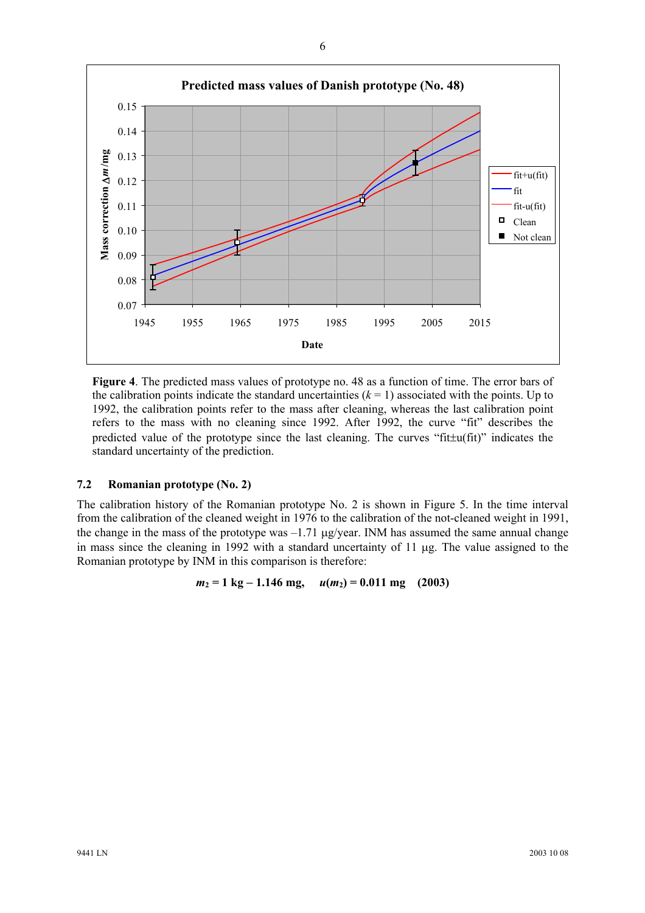Figure 4. The predicted mass values of prototype no. 48 as a function of time. The error bars of the calibration points indicate the standard uncertainties ($k = 1$) associated with the points. Up to 1992, the calibration points refer to the mass after cleaning, whereas the last calibration point refers to the mass with no cleaning since 1992. After 1992, the curve "fit" describes the predicted value of the prototype since the last cleaning. The curves "fit±u(fit)" indicates the standard uncertainty of the prediction.

### 7.2 Romanian prototype (No. 2)

The calibration history of the Romanian prototype No. 2 is shown in Figure 5. In the time interval from the calibration of the cleaned weight in 1976 to the calibration of the not-cleaned weight in 1991, the change in the mass of the prototype was –1.71 µg/year. INM has assumed the same annual change in mass since the cleaning in 1992 with a standard uncertainty of 11 µg. The value assigned to the Romanian prototype by INM in this comparison is therefore:

$$m_2 = 1 \text{ kg} - 1.146 \text{ mg}, \quad u(m_2) = 0.011 \text{ mg} \quad (2003)$$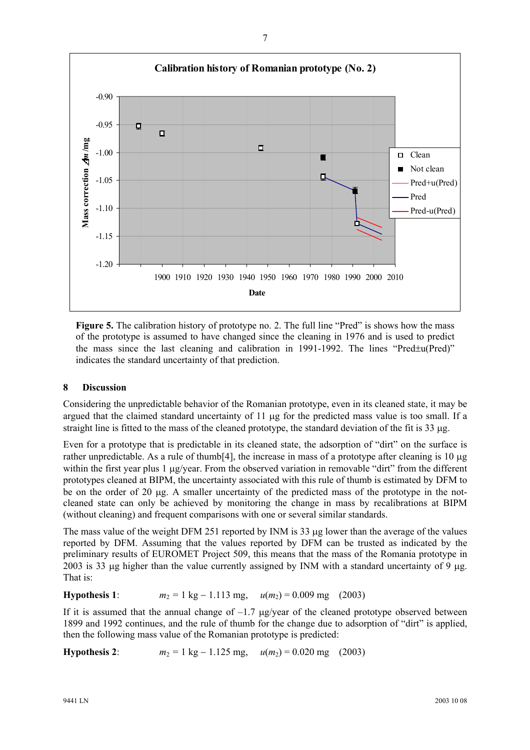**Figure 5.** The calibration history of prototype no. 2. The full line "Pred" is shows how the mass of the prototype is assumed to have changed since the cleaning in 1976 and is used to predict the mass since the last cleaning and calibration in 1991-1992. The lines "Pred±u(Pred)" indicates the standard uncertainty of that prediction.

## 8 Discussion

Considering the unpredictable behavior of the Romanian prototype, even in its cleaned state, it may be argued that the claimed standard uncertainty of 11 μg for the predicted mass value is too small. If a straight line is fitted to the mass of the cleaned prototype, the standard deviation of the fit is 33 μg.

Even for a prototype that is predictable in its cleaned state, the adsorption of "dirt" on the surface is rather unpredictable. As a rule of thumb[4], the increase in mass of a prototype after cleaning is 10 μg within the first year plus 1 μg/year. From the observed variation in removable "dirt" from the different prototypes cleaned at BIPM, the uncertainty associated with this rule of thumb is estimated by DFM to be on the order of 20 μg. A smaller uncertainty of the predicted mass of the prototype in the not-cleaned state can only be achieved by monitoring the change in mass by recalibrations at BIPM (without cleaning) and frequent comparisons with one or several similar standards.

The mass value of the weight DFM 251 reported by INM is 33 μg lower than the average of the values reported by DFM. Assuming that the values reported by DFM can be trusted as indicated by the preliminary results of EUROMET Project 509, this means that the mass of the Romania prototype in 2003 is 33 μg higher than the value currently assigned by INM with a standard uncertainty of 9 μg. That is:

**Hypothesis 1**: $m_2 = 1\text{ kg} - 1.113\text{ mg}$, $u(m_2) = 0.009\text{ mg}$ (2003)

If it is assumed that the annual change of –1.7 μg/year of the cleaned prototype observed between 1899 and 1992 continues, and the rule of thumb for the change due to adsorption of "dirt" is applied, then the following mass value of the Romanian prototype is predicted:

**Hypothesis 2**: $m_2 = 1\text{ kg} - 1.125\text{ mg}$, $u(m_2) = 0.020\text{ mg}$ (2003)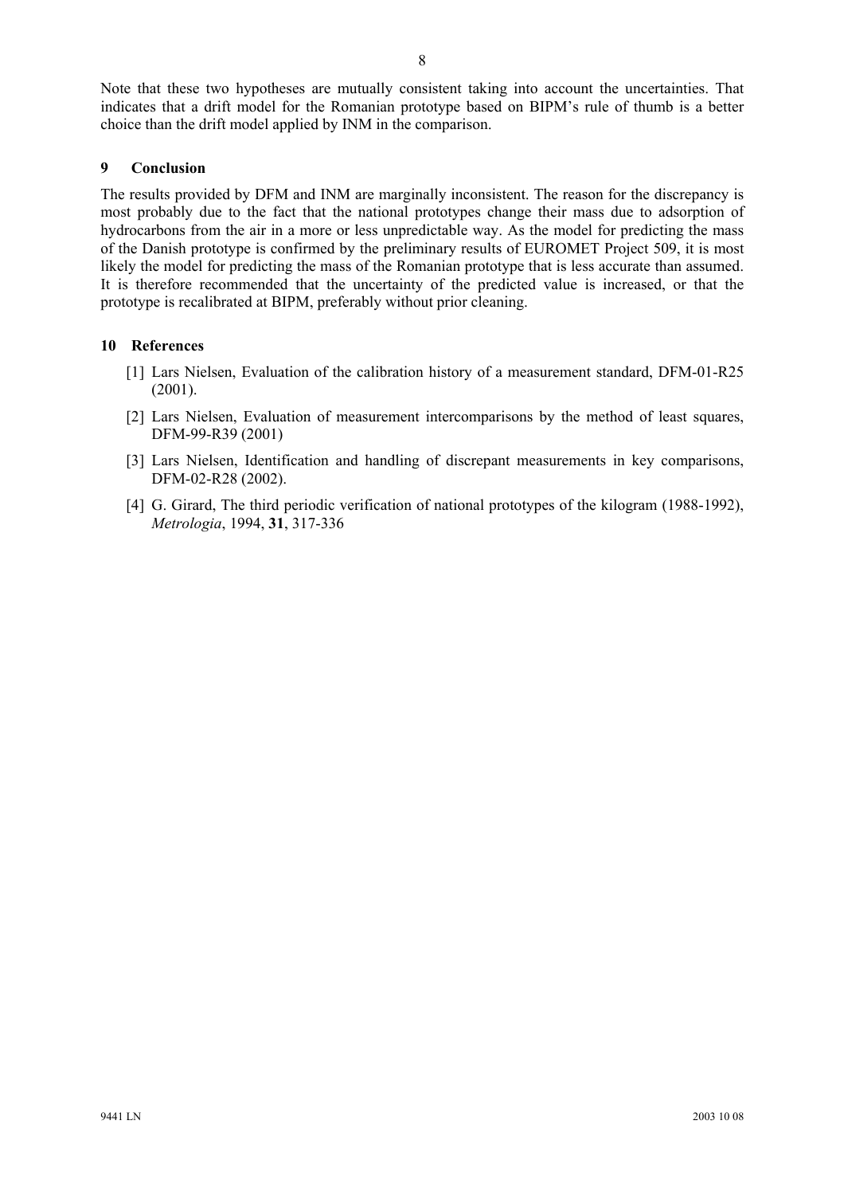Note that these two hypotheses are mutually consistent taking into account the uncertainties. That indicates that a drift model for the Romanian prototype based on BIPM's rule of thumb is a better choice than the drift model applied by INM in the comparison.

## 9 Conclusion

The results provided by DFM and INM are marginally inconsistent. The reason for the discrepancy is most probably due to the fact that the national prototypes change their mass due to adsorption of hydrocarbons from the air in a more or less unpredictable way. As the model for predicting the mass of the Danish prototype is confirmed by the preliminary results of EUROMET Project 509, it is most likely the model for predicting the mass of the Romanian prototype that is less accurate than assumed. It is therefore recommended that the uncertainty of the predicted value is increased, or that the prototype is recalibrated at BIPM, preferably without prior cleaning.

## 10 References

[1] Lars Nielsen, Evaluation of the calibration history of a measurement standard, DFM-01-R25 (2001).

[2] Lars Nielsen, Evaluation of measurement intercomparisons by the method of least squares, DFM-99-R39 (2001)

[3] Lars Nielsen, Identification and handling of discrepant measurements in key comparisons, DFM-02-R28 (2002).

[4] G. Girard, The third periodic verification of national prototypes of the kilogram (1988-1992), *Metrologia*, 1994, **31**, 317-336

9441 LN 2003 10 08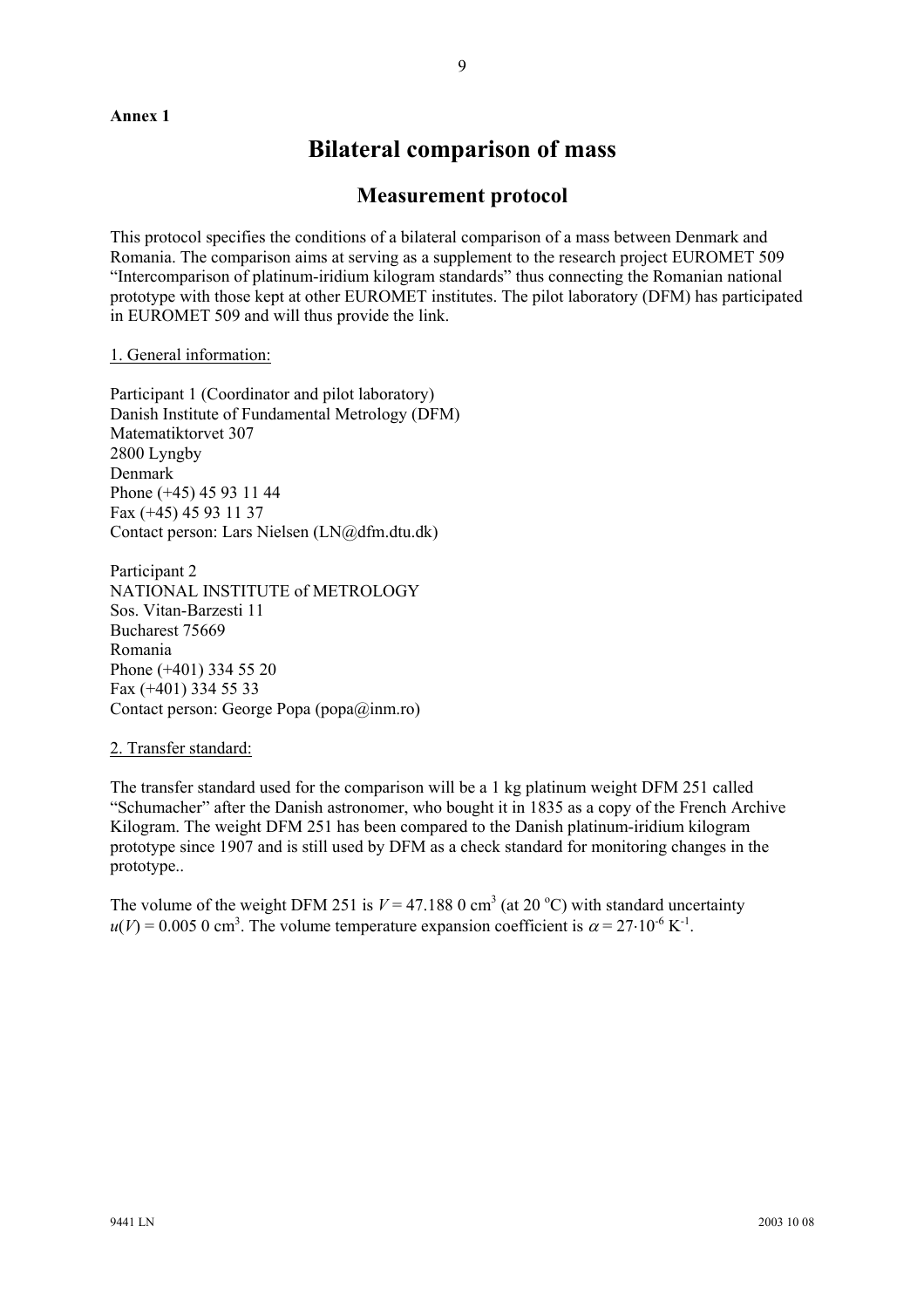**Annex 1**

# Bilateral comparison of mass

## Measurement protocol

This protocol specifies the conditions of a bilateral comparison of a mass between Denmark and Romania. The comparison aims at serving as a supplement to the research project EUROMET 509 "Intercomparison of platinum-iridium kilogram standards" thus connecting the Romanian national prototype with those kept at other EUROMET institutes. The pilot laboratory (DFM) has participated in EUROMET 509 and will thus provide the link.

1. General information:

Participant 1 (Coordinator and pilot laboratory)
Danish Institute of Fundamental Metrology (DFM)
Matematiktorvet 307
2800 Lyngby
Denmark
Phone (+45) 45 93 11 44
Fax (+45) 45 93 11 37
Contact person: Lars Nielsen (LN@dfm.dtu.dk)

Participant 2
NATIONAL INSTITUTE of METROLOGY
Sos. Vitan-Barzesti 11
Bucharest 75669
Romania
Phone (+401) 334 55 20
Fax (+401) 334 55 33
Contact person: George Popa (popa@inm.ro)

2. Transfer standard:

The transfer standard used for the comparison will be a 1 kg platinum weight DFM 251 called "Schumacher" after the Danish astronomer, who bought it in 1835 as a copy of the French Archive Kilogram. The weight DFM 251 has been compared to the Danish platinum-iridium kilogram prototype since 1907 and is still used by DFM as a check standard for monitoring changes in the prototype..

The volume of the weight DFM 251 is $V = 47.188\,0\ \text{cm}^3$ (at 20 °C) with standard uncertainty $u(V) = 0.005\,0\ \text{cm}^3$. The volume temperature expansion coefficient is $\alpha = 27 \cdot 10^{-6}\ \text{K}^{-1}$.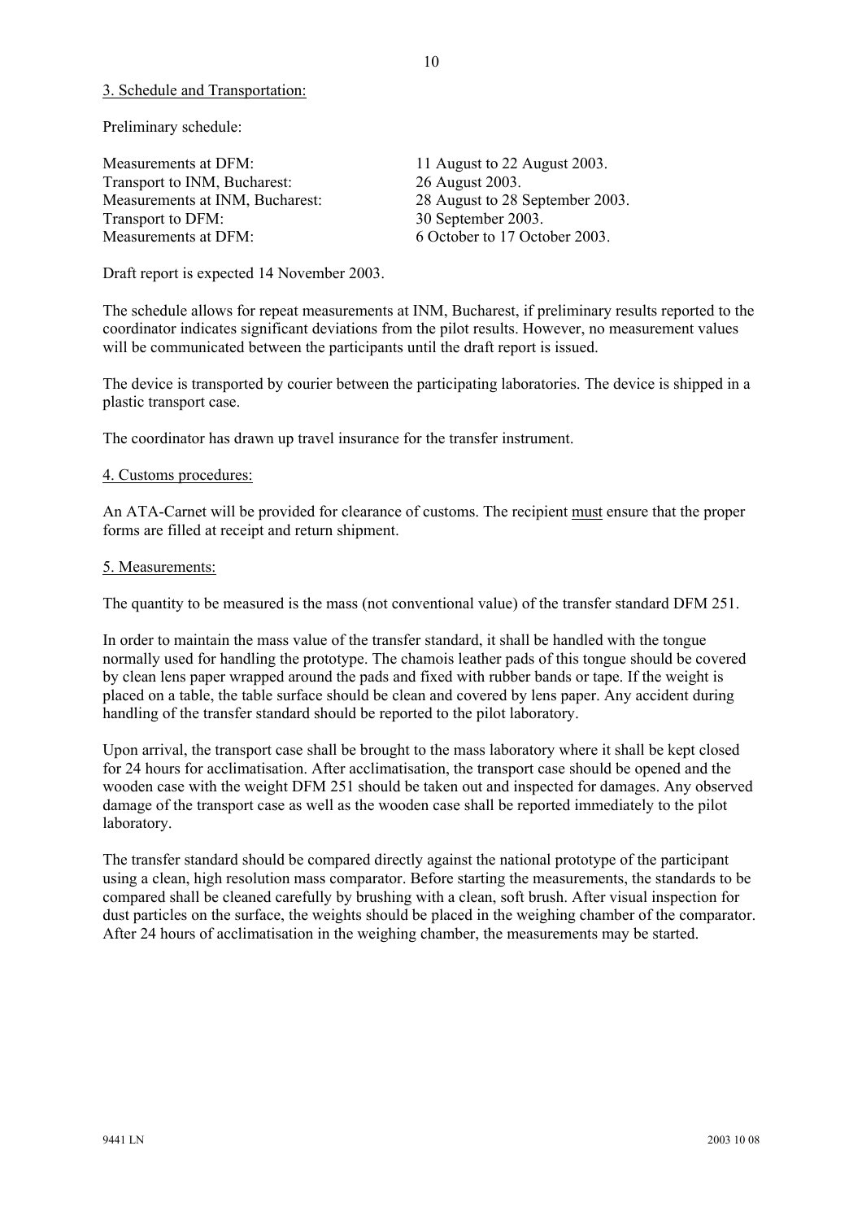3. Schedule and Transportation:

Preliminary schedule:

| | |
|---|---|
| Measurements at DFM: | 11 August to 22 August 2003. |
| Transport to INM, Bucharest: | 26 August 2003. |
| Measurements at INM, Bucharest: | 28 August to 28 September 2003. |
| Transport to DFM: | 30 September 2003. |
| Measurements at DFM: | 6 October to 17 October 2003. |

Draft report is expected 14 November 2003.

The schedule allows for repeat measurements at INM, Bucharest, if preliminary results reported to the coordinator indicates significant deviations from the pilot results. However, no measurement values will be communicated between the participants until the draft report is issued.

The device is transported by courier between the participating laboratories. The device is shipped in a plastic transport case.

The coordinator has drawn up travel insurance for the transfer instrument.

4. Customs procedures:

An ATA-Carnet will be provided for clearance of customs. The recipient must ensure that the proper forms are filled at receipt and return shipment.

5. Measurements:

The quantity to be measured is the mass (not conventional value) of the transfer standard DFM 251.

In order to maintain the mass value of the transfer standard, it shall be handled with the tongue normally used for handling the prototype. The chamois leather pads of this tongue should be covered by clean lens paper wrapped around the pads and fixed with rubber bands or tape. If the weight is placed on a table, the table surface should be clean and covered by lens paper. Any accident during handling of the transfer standard should be reported to the pilot laboratory.

Upon arrival, the transport case shall be brought to the mass laboratory where it shall be kept closed for 24 hours for acclimatisation. After acclimatisation, the transport case should be opened and the wooden case with the weight DFM 251 should be taken out and inspected for damages. Any observed damage of the transport case as well as the wooden case shall be reported immediately to the pilot laboratory.

The transfer standard should be compared directly against the national prototype of the participant using a clean, high resolution mass comparator. Before starting the measurements, the standards to be compared shall be cleaned carefully by brushing with a clean, soft brush. After visual inspection for dust particles on the surface, the weights should be placed in the weighing chamber of the comparator. After 24 hours of acclimatisation in the weighing chamber, the measurements may be started.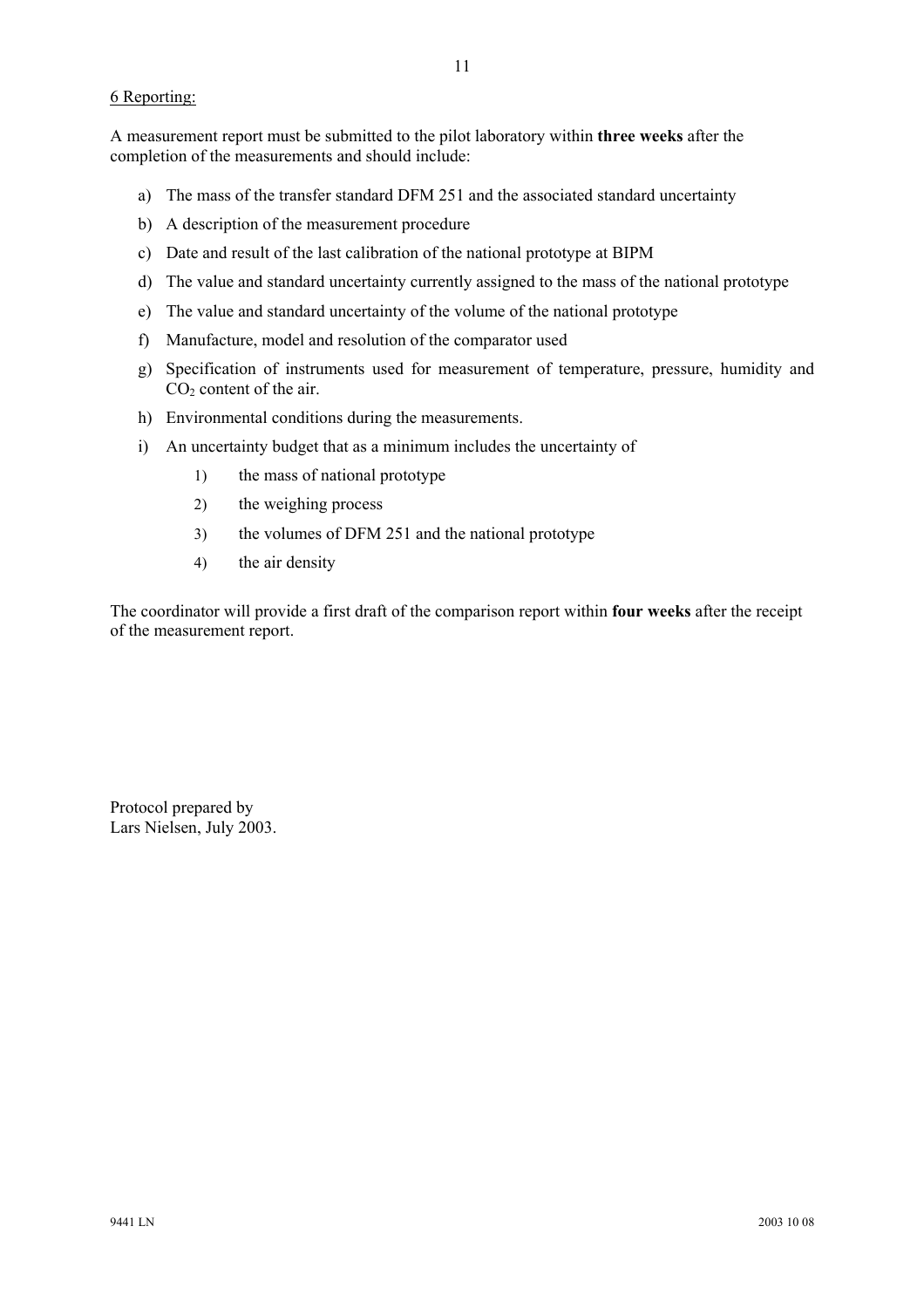6 Reporting:

A measurement report must be submitted to the pilot laboratory within **three weeks** after the completion of the measurements and should include:

a) The mass of the transfer standard DFM 251 and the associated standard uncertainty
b) A description of the measurement procedure
c) Date and result of the last calibration of the national prototype at BIPM
d) The value and standard uncertainty currently assigned to the mass of the national prototype
e) The value and standard uncertainty of the volume of the national prototype
f) Manufacture, model and resolution of the comparator used
g) Specification of instruments used for measurement of temperature, pressure, humidity and $CO_2$ content of the air.
h) Environmental conditions during the measurements.
i) An uncertainty budget that as a minimum includes the uncertainty of
    1) the mass of national prototype
    2) the weighing process
    3) the volumes of DFM 251 and the national prototype
    4) the air density

The coordinator will provide a first draft of the comparison report within **four weeks** after the receipt of the measurement report.

Protocol prepared by
Lars Nielsen, July 2003.